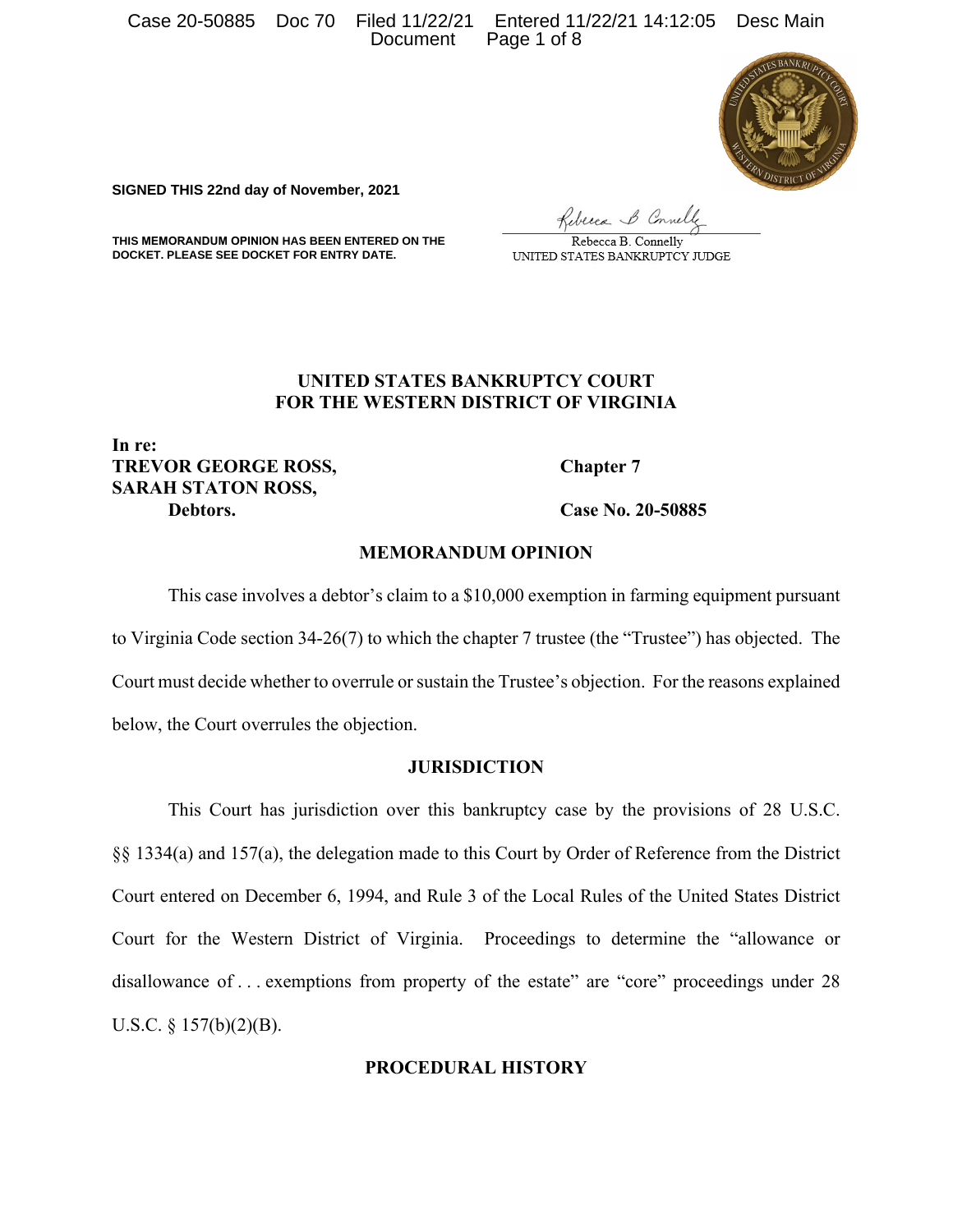**SIGNED THIS 22nd day of November, 2021**

**THIS MEMORANDUM OPINION HAS BEEN ENTERED ON THE DOCKET. PLEASE SEE DOCKET FOR ENTRY DATE.**

Rebecca B. Connelly
UNITED STATES BANKRUPTCY JUDGE

**UNITED STATES BANKRUPTCY COURT**
**FOR THE WESTERN DISTRICT OF VIRGINIA**

**In re:**
**TREVOR GEORGE ROSS,**
**SARAH STATON ROSS,**
**Debtors.**

**Chapter 7**

**Case No. 20-50885**

## MEMORANDUM OPINION

This case involves a debtor's claim to a $10,000 exemption in farming equipment pursuant to Virginia Code section 34-26(7) to which the chapter 7 trustee (the "Trustee") has objected. The Court must decide whether to overrule or sustain the Trustee's objection. For the reasons explained below, the Court overrules the objection.

## JURISDICTION

This Court has jurisdiction over this bankruptcy case by the provisions of 28 U.S.C. §§ 1334(a) and 157(a), the delegation made to this Court by Order of Reference from the District Court entered on December 6, 1994, and Rule 3 of the Local Rules of the United States District Court for the Western District of Virginia. Proceedings to determine the "allowance or disallowance of . . . exemptions from property of the estate" are "core" proceedings under 28 U.S.C. § 157(b)(2)(B).

## PROCEDURAL HISTORY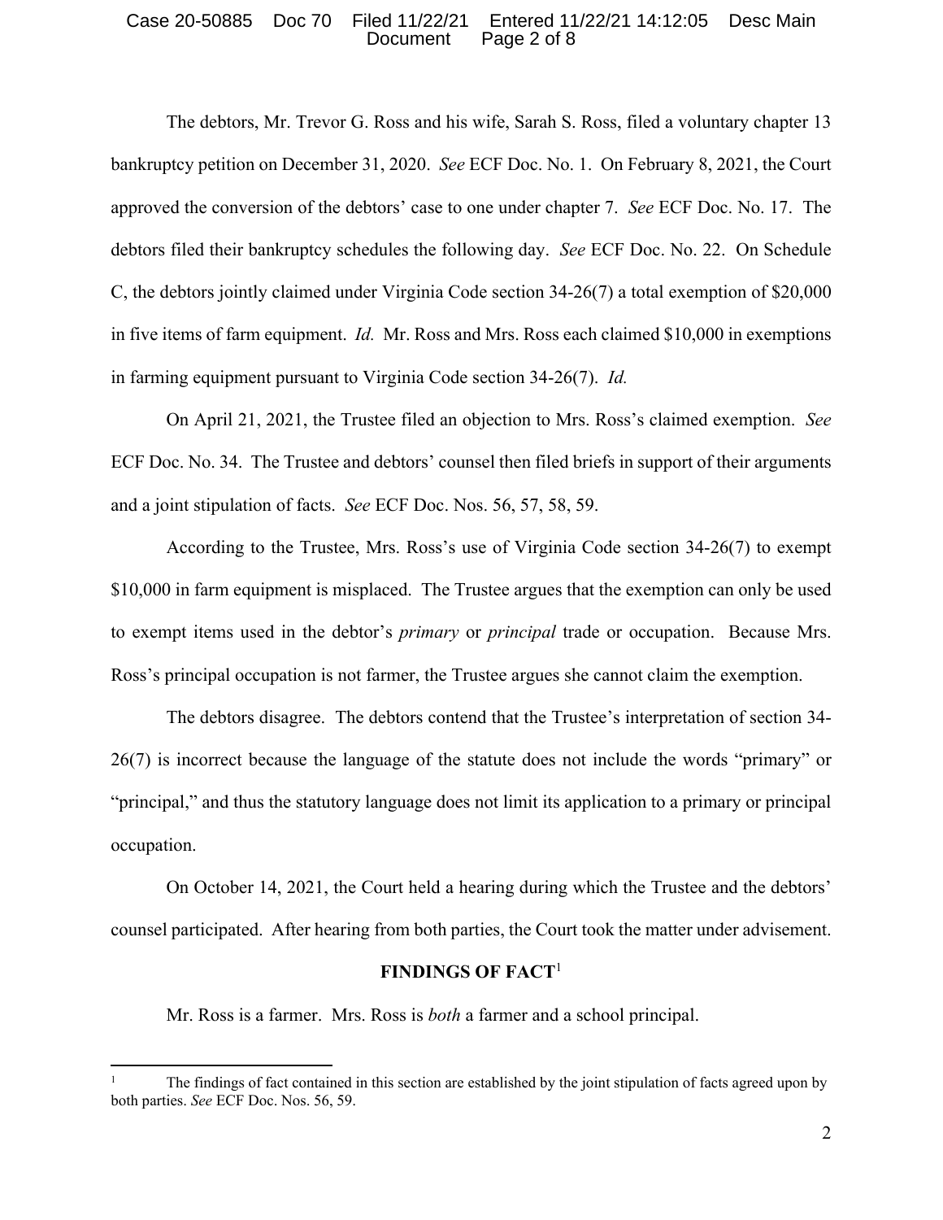The debtors, Mr. Trevor G. Ross and his wife, Sarah S. Ross, filed a voluntary chapter 13 bankruptcy petition on December 31, 2020. *See* ECF Doc. No. 1. On February 8, 2021, the Court approved the conversion of the debtors' case to one under chapter 7. *See* ECF Doc. No. 17. The debtors filed their bankruptcy schedules the following day. *See* ECF Doc. No. 22. On Schedule C, the debtors jointly claimed under Virginia Code section 34-26(7) a total exemption of $20,000 in five items of farm equipment. *Id.* Mr. Ross and Mrs. Ross each claimed $10,000 in exemptions in farming equipment pursuant to Virginia Code section 34-26(7). *Id.*

On April 21, 2021, the Trustee filed an objection to Mrs. Ross's claimed exemption. *See* ECF Doc. No. 34. The Trustee and debtors' counsel then filed briefs in support of their arguments and a joint stipulation of facts. *See* ECF Doc. Nos. 56, 57, 58, 59.

According to the Trustee, Mrs. Ross's use of Virginia Code section 34-26(7) to exempt $10,000 in farm equipment is misplaced. The Trustee argues that the exemption can only be used to exempt items used in the debtor's *primary* or *principal* trade or occupation. Because Mrs. Ross's principal occupation is not farmer, the Trustee argues she cannot claim the exemption.

The debtors disagree. The debtors contend that the Trustee's interpretation of section 34-26(7) is incorrect because the language of the statute does not include the words "primary" or "principal," and thus the statutory language does not limit its application to a primary or principal occupation.

On October 14, 2021, the Court held a hearing during which the Trustee and the debtors' counsel participated. After hearing from both parties, the Court took the matter under advisement.

## FINDINGS OF FACT[1]

Mr. Ross is a farmer. Mrs. Ross is *both* a farmer and a school principal.

[1] The findings of fact contained in this section are established by the joint stipulation of facts agreed upon by both parties. *See* ECF Doc. Nos. 56, 59.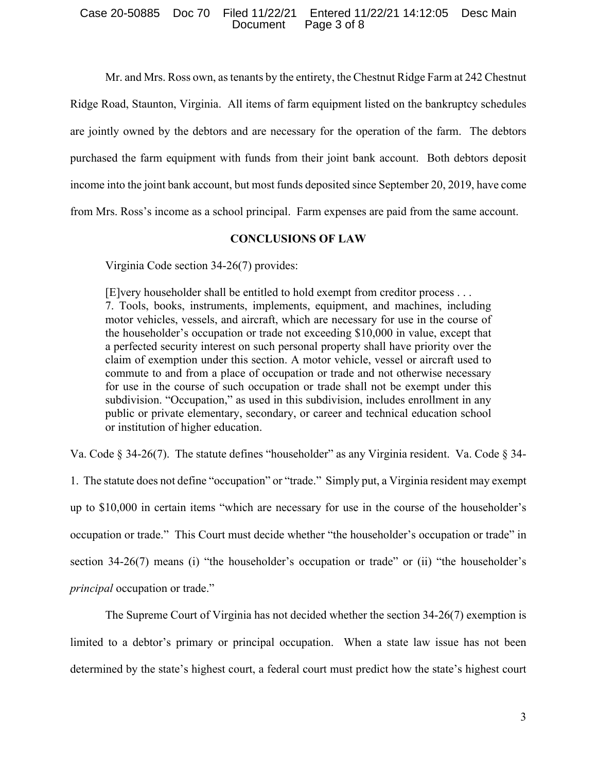Mr. and Mrs. Ross own, as tenants by the entirety, the Chestnut Ridge Farm at 242 Chestnut Ridge Road, Staunton, Virginia. All items of farm equipment listed on the bankruptcy schedules are jointly owned by the debtors and are necessary for the operation of the farm. The debtors purchased the farm equipment with funds from their joint bank account. Both debtors deposit income into the joint bank account, but most funds deposited since September 20, 2019, have come from Mrs. Ross's income as a school principal. Farm expenses are paid from the same account.

## CONCLUSIONS OF LAW

Virginia Code section 34-26(7) provides:

> [E]very householder shall be entitled to hold exempt from creditor process . . .
> 7. Tools, books, instruments, implements, equipment, and machines, including motor vehicles, vessels, and aircraft, which are necessary for use in the course of the householder's occupation or trade not exceeding $10,000 in value, except that a perfected security interest on such personal property shall have priority over the claim of exemption under this section. A motor vehicle, vessel or aircraft used to commute to and from a place of occupation or trade and not otherwise necessary for use in the course of such occupation or trade shall not be exempt under this subdivision. "Occupation," as used in this subdivision, includes enrollment in any public or private elementary, secondary, or career and technical education school or institution of higher education.

Va. Code § 34-26(7). The statute defines "householder" as any Virginia resident. Va. Code § 34-1. The statute does not define "occupation" or "trade." Simply put, a Virginia resident may exempt up to $10,000 in certain items "which are necessary for use in the course of the householder's occupation or trade." This Court must decide whether "the householder's occupation or trade" in section 34-26(7) means (i) "the householder's occupation or trade" or (ii) "the householder's *principal* occupation or trade."

The Supreme Court of Virginia has not decided whether the section 34-26(7) exemption is limited to a debtor's primary or principal occupation. When a state law issue has not been determined by the state's highest court, a federal court must predict how the state's highest court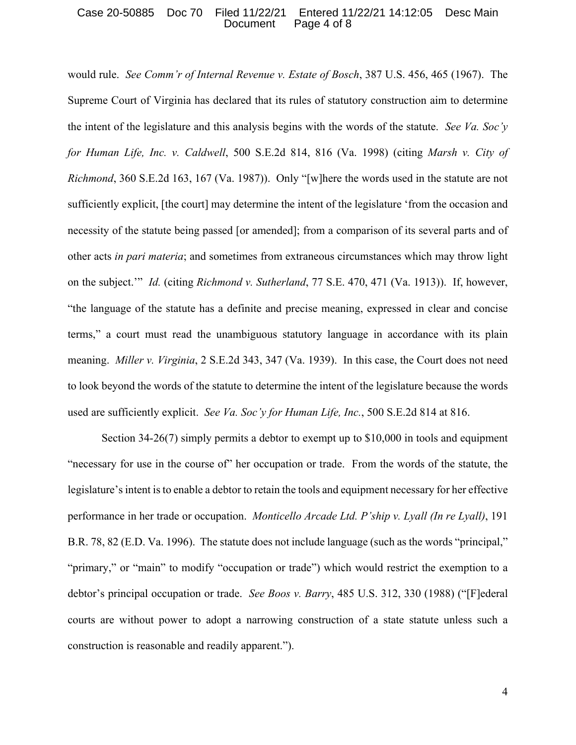would rule. *See Comm'r of Internal Revenue v. Estate of Bosch*, 387 U.S. 456, 465 (1967). The Supreme Court of Virginia has declared that its rules of statutory construction aim to determine the intent of the legislature and this analysis begins with the words of the statute. *See Va. Soc'y for Human Life, Inc. v. Caldwell*, 500 S.E.2d 814, 816 (Va. 1998) (citing *Marsh v. City of Richmond*, 360 S.E.2d 163, 167 (Va. 1987)). Only "[w]here the words used in the statute are not sufficiently explicit, [the court] may determine the intent of the legislature 'from the occasion and necessity of the statute being passed [or amended]; from a comparison of its several parts and of other acts *in pari materia*; and sometimes from extraneous circumstances which may throw light on the subject.'" *Id.* (citing *Richmond v. Sutherland*, 77 S.E. 470, 471 (Va. 1913)). If, however, "the language of the statute has a definite and precise meaning, expressed in clear and concise terms," a court must read the unambiguous statutory language in accordance with its plain meaning. *Miller v. Virginia*, 2 S.E.2d 343, 347 (Va. 1939). In this case, the Court does not need to look beyond the words of the statute to determine the intent of the legislature because the words used are sufficiently explicit. *See Va. Soc'y for Human Life, Inc.*, 500 S.E.2d 814 at 816.

Section 34-26(7) simply permits a debtor to exempt up to $10,000 in tools and equipment "necessary for use in the course of" her occupation or trade. From the words of the statute, the legislature's intent is to enable a debtor to retain the tools and equipment necessary for her effective performance in her trade or occupation. *Monticello Arcade Ltd. P'ship v. Lyall (In re Lyall)*, 191 B.R. 78, 82 (E.D. Va. 1996). The statute does not include language (such as the words "principal," "primary," or "main" to modify "occupation or trade") which would restrict the exemption to a debtor's principal occupation or trade. *See Boos v. Barry*, 485 U.S. 312, 330 (1988) ("[F]ederal courts are without power to adopt a narrowing construction of a state statute unless such a construction is reasonable and readily apparent.").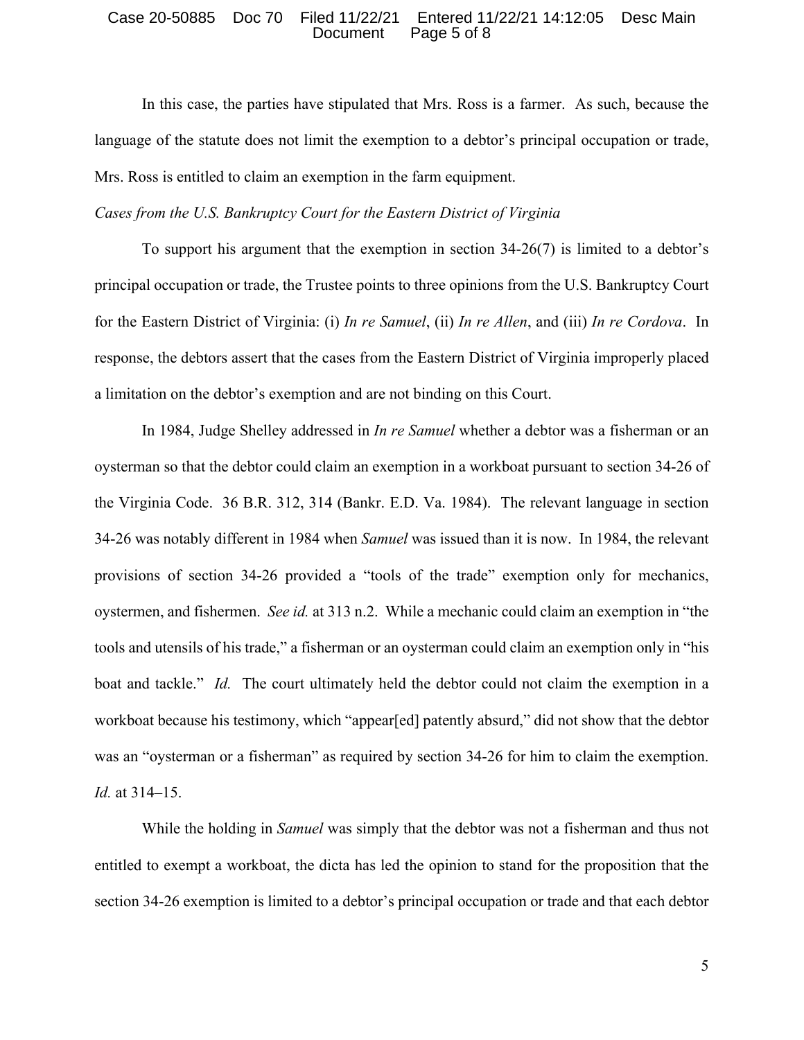In this case, the parties have stipulated that Mrs. Ross is a farmer. As such, because the language of the statute does not limit the exemption to a debtor's principal occupation or trade, Mrs. Ross is entitled to claim an exemption in the farm equipment.

*Cases from the U.S. Bankruptcy Court for the Eastern District of Virginia*

To support his argument that the exemption in section 34-26(7) is limited to a debtor's principal occupation or trade, the Trustee points to three opinions from the U.S. Bankruptcy Court for the Eastern District of Virginia: (i) *In re Samuel*, (ii) *In re Allen*, and (iii) *In re Cordova*. In response, the debtors assert that the cases from the Eastern District of Virginia improperly placed a limitation on the debtor's exemption and are not binding on this Court.

In 1984, Judge Shelley addressed in *In re Samuel* whether a debtor was a fisherman or an oysterman so that the debtor could claim an exemption in a workboat pursuant to section 34-26 of the Virginia Code. 36 B.R. 312, 314 (Bankr. E.D. Va. 1984). The relevant language in section 34-26 was notably different in 1984 when *Samuel* was issued than it is now. In 1984, the relevant provisions of section 34-26 provided a "tools of the trade" exemption only for mechanics, oystermen, and fishermen. *See id.* at 313 n.2. While a mechanic could claim an exemption in "the tools and utensils of his trade," a fisherman or an oysterman could claim an exemption only in "his boat and tackle." *Id.* The court ultimately held the debtor could not claim the exemption in a workboat because his testimony, which "appear[ed] patently absurd," did not show that the debtor was an "oysterman or a fisherman" as required by section 34-26 for him to claim the exemption. *Id.* at 314–15.

While the holding in *Samuel* was simply that the debtor was not a fisherman and thus not entitled to exempt a workboat, the dicta has led the opinion to stand for the proposition that the section 34-26 exemption is limited to a debtor's principal occupation or trade and that each debtor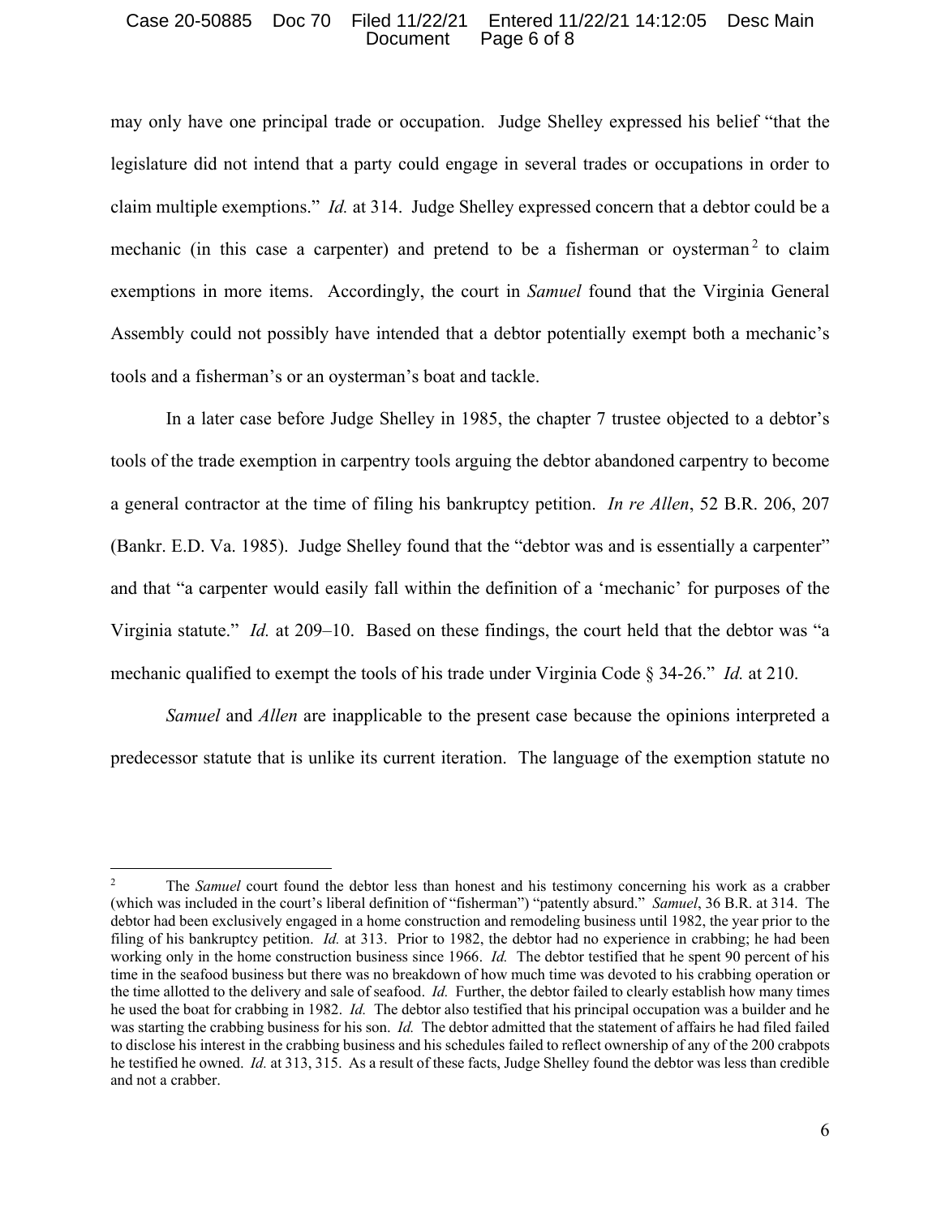may only have one principal trade or occupation. Judge Shelley expressed his belief "that the legislature did not intend that a party could engage in several trades or occupations in order to claim multiple exemptions." *Id.* at 314. Judge Shelley expressed concern that a debtor could be a mechanic (in this case a carpenter) and pretend to be a fisherman or oysterman[2] to claim exemptions in more items. Accordingly, the court in *Samuel* found that the Virginia General Assembly could not possibly have intended that a debtor potentially exempt both a mechanic's tools and a fisherman's or an oysterman's boat and tackle.

In a later case before Judge Shelley in 1985, the chapter 7 trustee objected to a debtor's tools of the trade exemption in carpentry tools arguing the debtor abandoned carpentry to become a general contractor at the time of filing his bankruptcy petition. *In re Allen*, 52 B.R. 206, 207 (Bankr. E.D. Va. 1985). Judge Shelley found that the "debtor was and is essentially a carpenter" and that "a carpenter would easily fall within the definition of a 'mechanic' for purposes of the Virginia statute." *Id.* at 209–10. Based on these findings, the court held that the debtor was "a mechanic qualified to exempt the tools of his trade under Virginia Code § 34-26." *Id.* at 210.

*Samuel* and *Allen* are inapplicable to the present case because the opinions interpreted a predecessor statute that is unlike its current iteration. The language of the exemption statute no

---

[2] The *Samuel* court found the debtor less than honest and his testimony concerning his work as a crabber (which was included in the court's liberal definition of "fisherman") "patently absurd." *Samuel*, 36 B.R. at 314. The debtor had been exclusively engaged in a home construction and remodeling business until 1982, the year prior to the filing of his bankruptcy petition. *Id.* at 313. Prior to 1982, the debtor had no experience in crabbing; he had been working only in the home construction business since 1966. *Id.* The debtor testified that he spent 90 percent of his time in the seafood business but there was no breakdown of how much time was devoted to his crabbing operation or the time allotted to the delivery and sale of seafood. *Id.* Further, the debtor failed to clearly establish how many times he used the boat for crabbing in 1982. *Id.* The debtor also testified that his principal occupation was a builder and he was starting the crabbing business for his son. *Id.* The debtor admitted that the statement of affairs he had filed failed to disclose his interest in the crabbing business and his schedules failed to reflect ownership of any of the 200 crabpots he testified he owned. *Id.* at 313, 315. As a result of these facts, Judge Shelley found the debtor was less than credible and not a crabber.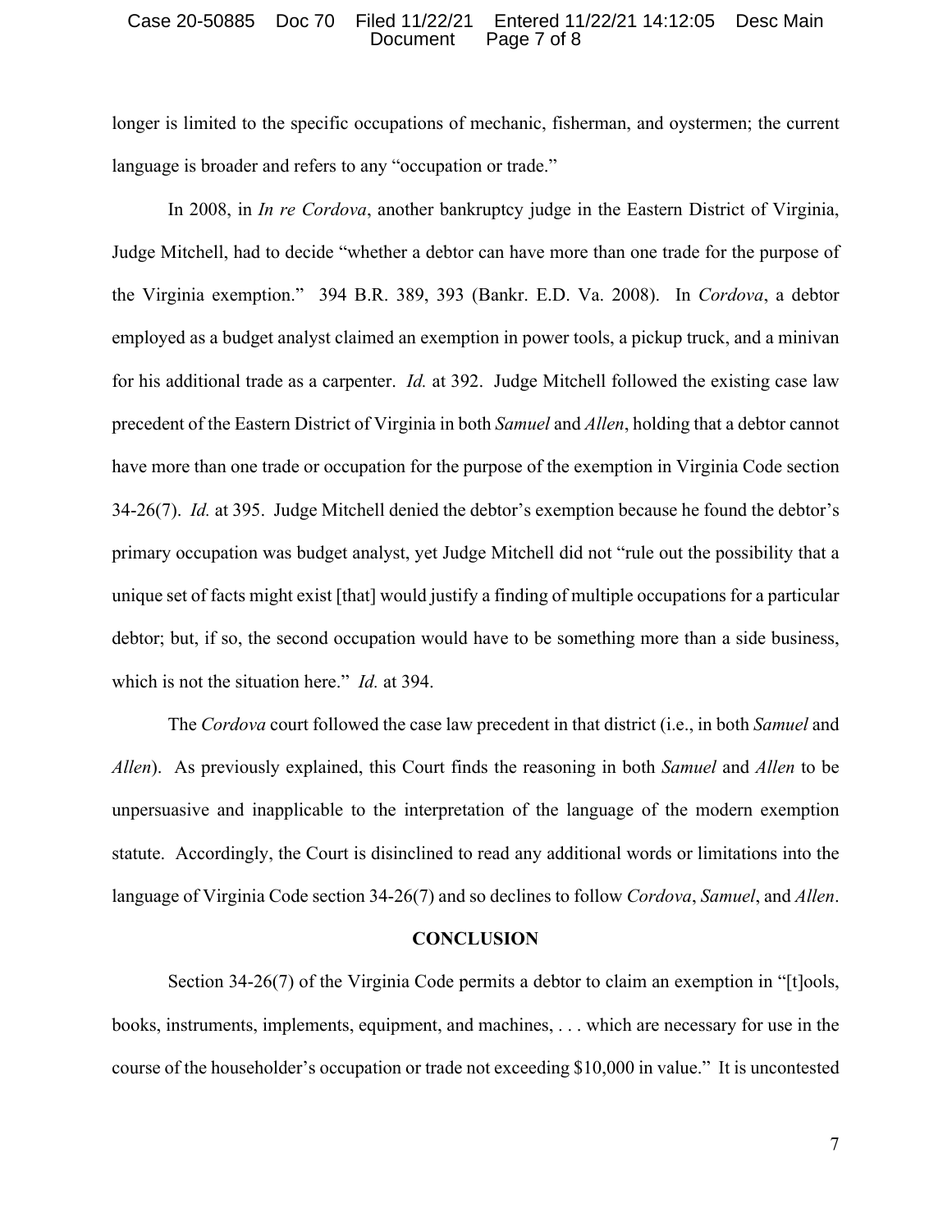longer is limited to the specific occupations of mechanic, fisherman, and oystermen; the current language is broader and refers to any "occupation or trade."

In 2008, in *In re Cordova*, another bankruptcy judge in the Eastern District of Virginia, Judge Mitchell, had to decide "whether a debtor can have more than one trade for the purpose of the Virginia exemption." 394 B.R. 389, 393 (Bankr. E.D. Va. 2008). In *Cordova*, a debtor employed as a budget analyst claimed an exemption in power tools, a pickup truck, and a minivan for his additional trade as a carpenter. *Id.* at 392. Judge Mitchell followed the existing case law precedent of the Eastern District of Virginia in both *Samuel* and *Allen*, holding that a debtor cannot have more than one trade or occupation for the purpose of the exemption in Virginia Code section 34-26(7). *Id.* at 395. Judge Mitchell denied the debtor's exemption because he found the debtor's primary occupation was budget analyst, yet Judge Mitchell did not "rule out the possibility that a unique set of facts might exist [that] would justify a finding of multiple occupations for a particular debtor; but, if so, the second occupation would have to be something more than a side business, which is not the situation here." *Id.* at 394.

The *Cordova* court followed the case law precedent in that district (i.e., in both *Samuel* and *Allen*). As previously explained, this Court finds the reasoning in both *Samuel* and *Allen* to be unpersuasive and inapplicable to the interpretation of the language of the modern exemption statute. Accordingly, the Court is disinclined to read any additional words or limitations into the language of Virginia Code section 34-26(7) and so declines to follow *Cordova*, *Samuel*, and *Allen*.

## CONCLUSION

Section 34-26(7) of the Virginia Code permits a debtor to claim an exemption in "[t]ools, books, instruments, implements, equipment, and machines, . . . which are necessary for use in the course of the householder's occupation or trade not exceeding $10,000 in value." It is uncontested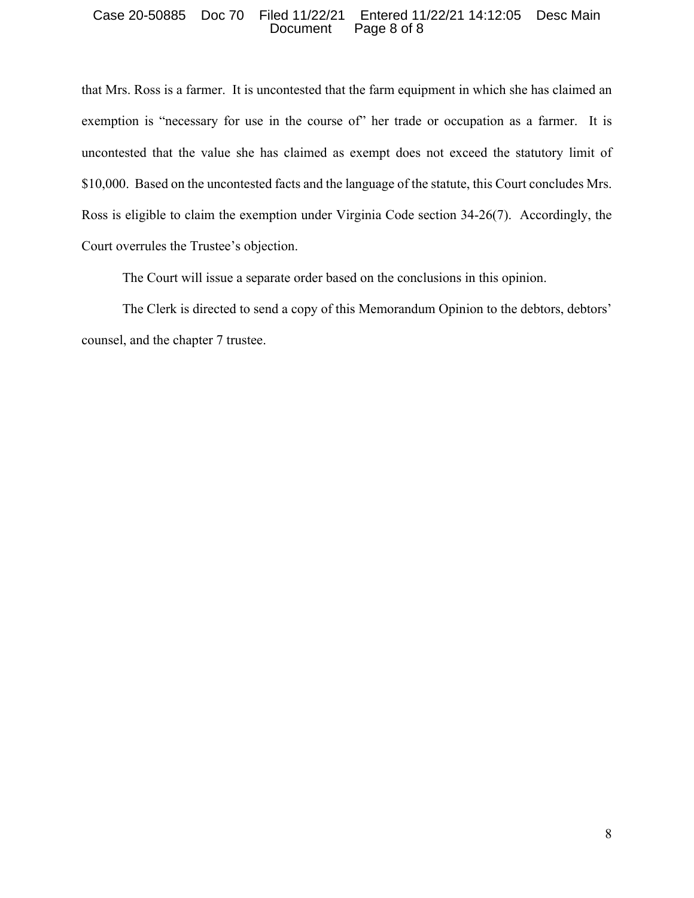that Mrs. Ross is a farmer. It is uncontested that the farm equipment in which she has claimed an exemption is "necessary for use in the course of" her trade or occupation as a farmer. It is uncontested that the value she has claimed as exempt does not exceed the statutory limit of $10,000. Based on the uncontested facts and the language of the statute, this Court concludes Mrs. Ross is eligible to claim the exemption under Virginia Code section 34-26(7). Accordingly, the Court overrules the Trustee's objection.

The Court will issue a separate order based on the conclusions in this opinion.

The Clerk is directed to send a copy of this Memorandum Opinion to the debtors, debtors' counsel, and the chapter 7 trustee.